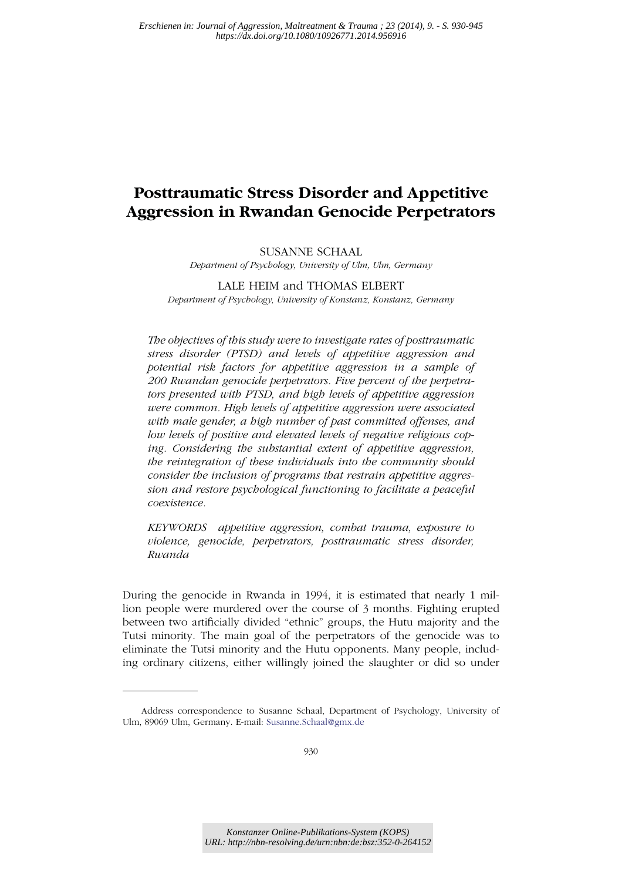# Posttraumatic Stress Disorder and Appetitive Aggression in Rwandan Genocide Perpetrators

SUSANNE SCHAAL

*Department of Psychology, University of Ulm, Ulm, Germany*

LALE HEIM and THOMAS ELBERT

*Department of Psychology, University of Konstanz, Konstanz, Germany*

*The objectives of this study were to investigate rates of posttraumatic stress disorder (PTSD) and levels of appetitive aggression and potential risk factors for appetitive aggression in a sample of 200 Rwandan genocide perpetrators. Five percent of the perpetrators presented with PTSD, and high levels of appetitive aggression were common. High levels of appetitive aggression were associated with male gender, a high number of past committed offenses, and low levels of positive and elevated levels of negative religious coping. Considering the substantial extent of appetitive aggression, the reintegration of these individuals into the community should consider the inclusion of programs that restrain appetitive aggression and restore psychological functioning to facilitate a peaceful coexistence.*

*KEYWORDS appetitive aggression, combat trauma, exposure to violence, genocide, perpetrators, posttraumatic stress disorder, Rwanda*

During the genocide in Rwanda in 1994, it is estimated that nearly 1 million people were murdered over the course of 3 months. Fighting erupted between two artificially divided "ethnic" groups, the Hutu majority and the Tutsi minority. The main goal of the perpetrators of the genocide was to eliminate the Tutsi minority and the Hutu opponents. Many people, including ordinary citizens, either willingly joined the slaughter or did so under

Address correspondence to Susanne Schaal, Department of Psychology, University of Ulm, 89069 Ulm, Germany. E-mail: Susanne.Schaal@gmx.de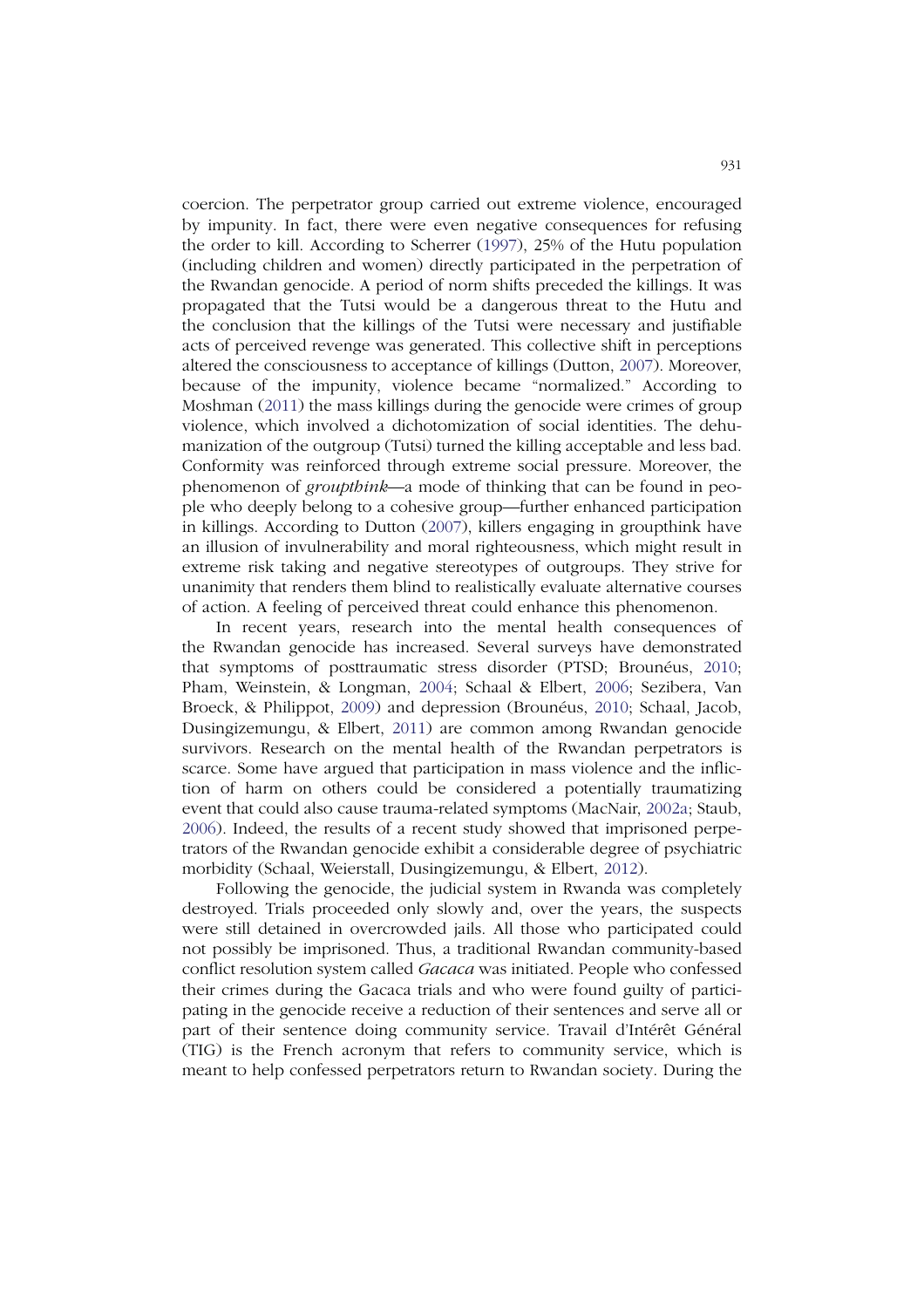coercion. The perpetrator group carried out extreme violence, encouraged by impunity. In fact, there were even negative consequences for refusing the order to kill. According to Scherrer (1997), 25% of the Hutu population (including children and women) directly participated in the perpetration of the Rwandan genocide. A period of norm shifts preceded the killings. It was propagated that the Tutsi would be a dangerous threat to the Hutu and the conclusion that the killings of the Tutsi were necessary and justifiable acts of perceived revenge was generated. This collective shift in perceptions altered the consciousness to acceptance of killings (Dutton, 2007). Moreover, because of the impunity, violence became "normalized." According to Moshman (2011) the mass killings during the genocide were crimes of group violence, which involved a dichotomization of social identities. The dehumanization of the outgroup (Tutsi) turned the killing acceptable and less bad. Conformity was reinforced through extreme social pressure. Moreover, the phenomenon of *groupthink*—a mode of thinking that can be found in people who deeply belong to a cohesive group—further enhanced participation in killings. According to Dutton (2007), killers engaging in groupthink have an illusion of invulnerability and moral righteousness, which might result in extreme risk taking and negative stereotypes of outgroups. They strive for unanimity that renders them blind to realistically evaluate alternative courses of action. A feeling of perceived threat could enhance this phenomenon.

In recent years, research into the mental health consequences of the Rwandan genocide has increased. Several surveys have demonstrated that symptoms of posttraumatic stress disorder (PTSD; Brounéus, 2010; Pham, Weinstein, & Longman, 2004; Schaal & Elbert, 2006; Sezibera, Van Broeck, & Philippot, 2009) and depression (Brounéus, 2010; Schaal, Jacob, Dusingizemungu, & Elbert, 2011) are common among Rwandan genocide survivors. Research on the mental health of the Rwandan perpetrators is scarce. Some have argued that participation in mass violence and the infliction of harm on others could be considered a potentially traumatizing event that could also cause trauma-related symptoms (MacNair, 2002a; Staub, 2006). Indeed, the results of a recent study showed that imprisoned perpetrators of the Rwandan genocide exhibit a considerable degree of psychiatric morbidity (Schaal, Weierstall, Dusingizemungu, & Elbert, 2012).

Following the genocide, the judicial system in Rwanda was completely destroyed. Trials proceeded only slowly and, over the years, the suspects were still detained in overcrowded jails. All those who participated could not possibly be imprisoned. Thus, a traditional Rwandan community-based conflict resolution system called *Gacaca* was initiated. People who confessed their crimes during the Gacaca trials and who were found guilty of participating in the genocide receive a reduction of their sentences and serve all or part of their sentence doing community service. Travail d'Intérêt Général (TIG) is the French acronym that refers to community service, which is meant to help confessed perpetrators return to Rwandan society. During the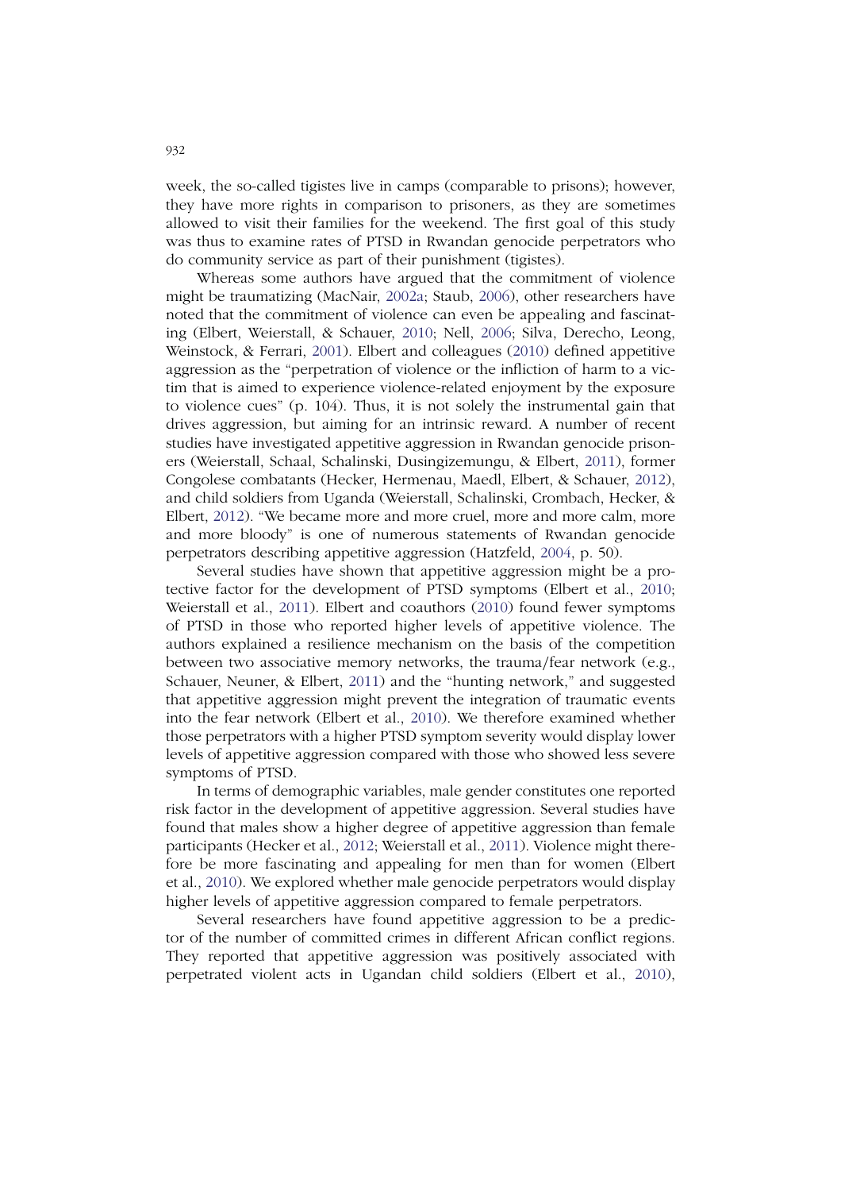week, the so-called tigistes live in camps (comparable to prisons); however, they have more rights in comparison to prisoners, as they are sometimes allowed to visit their families for the weekend. The first goal of this study was thus to examine rates of PTSD in Rwandan genocide perpetrators who do community service as part of their punishment (tigistes).

Whereas some authors have argued that the commitment of violence might be traumatizing (MacNair, 2002a; Staub, 2006), other researchers have noted that the commitment of violence can even be appealing and fascinating (Elbert, Weierstall, & Schauer, 2010; Nell, 2006; Silva, Derecho, Leong, Weinstock, & Ferrari, 2001). Elbert and colleagues (2010) defined appetitive aggression as the "perpetration of violence or the infliction of harm to a victim that is aimed to experience violence-related enjoyment by the exposure to violence cues" (p. 104). Thus, it is not solely the instrumental gain that drives aggression, but aiming for an intrinsic reward. A number of recent studies have investigated appetitive aggression in Rwandan genocide prisoners (Weierstall, Schaal, Schalinski, Dusingizemungu, & Elbert, 2011), former Congolese combatants (Hecker, Hermenau, Maedl, Elbert, & Schauer, 2012), and child soldiers from Uganda (Weierstall, Schalinski, Crombach, Hecker, & Elbert, 2012). "We became more and more cruel, more and more calm, more and more bloody" is one of numerous statements of Rwandan genocide perpetrators describing appetitive aggression (Hatzfeld, 2004, p. 50).

Several studies have shown that appetitive aggression might be a protective factor for the development of PTSD symptoms (Elbert et al., 2010; Weierstall et al., 2011). Elbert and coauthors (2010) found fewer symptoms of PTSD in those who reported higher levels of appetitive violence. The authors explained a resilience mechanism on the basis of the competition between two associative memory networks, the trauma/fear network (e.g., Schauer, Neuner, & Elbert, 2011) and the "hunting network," and suggested that appetitive aggression might prevent the integration of traumatic events into the fear network (Elbert et al., 2010). We therefore examined whether those perpetrators with a higher PTSD symptom severity would display lower levels of appetitive aggression compared with those who showed less severe symptoms of PTSD.

In terms of demographic variables, male gender constitutes one reported risk factor in the development of appetitive aggression. Several studies have found that males show a higher degree of appetitive aggression than female participants (Hecker et al., 2012; Weierstall et al., 2011). Violence might therefore be more fascinating and appealing for men than for women (Elbert et al., 2010). We explored whether male genocide perpetrators would display higher levels of appetitive aggression compared to female perpetrators.

Several researchers have found appetitive aggression to be a predictor of the number of committed crimes in different African conflict regions. They reported that appetitive aggression was positively associated with perpetrated violent acts in Ugandan child soldiers (Elbert et al., 2010),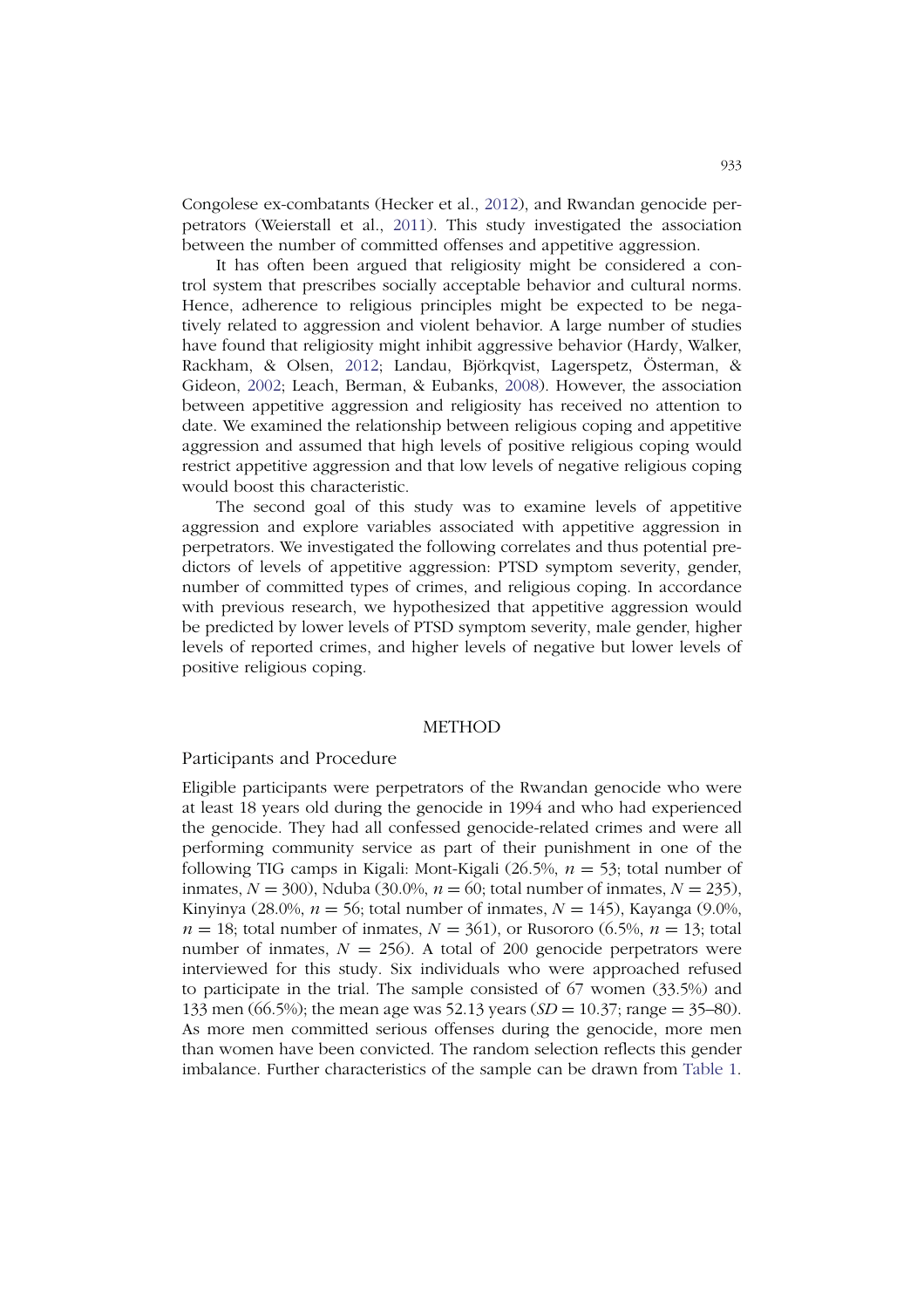Congolese ex-combatants (Hecker et al., 2012), and Rwandan genocide perpetrators (Weierstall et al., 2011). This study investigated the association between the number of committed offenses and appetitive aggression.

It has often been argued that religiosity might be considered a control system that prescribes socially acceptable behavior and cultural norms. Hence, adherence to religious principles might be expected to be negatively related to aggression and violent behavior. A large number of studies have found that religiosity might inhibit aggressive behavior (Hardy, Walker, Rackham, & Olsen, 2012; Landau, Björkqvist, Lagerspetz, Österman, & Gideon, 2002; Leach, Berman, & Eubanks, 2008). However, the association between appetitive aggression and religiosity has received no attention to date. We examined the relationship between religious coping and appetitive aggression and assumed that high levels of positive religious coping would restrict appetitive aggression and that low levels of negative religious coping would boost this characteristic.

The second goal of this study was to examine levels of appetitive aggression and explore variables associated with appetitive aggression in perpetrators. We investigated the following correlates and thus potential predictors of levels of appetitive aggression: PTSD symptom severity, gender, number of committed types of crimes, and religious coping. In accordance with previous research, we hypothesized that appetitive aggression would be predicted by lower levels of PTSD symptom severity, male gender, higher levels of reported crimes, and higher levels of negative but lower levels of positive religious coping.

## METHOD

### Participants and Procedure

Eligible participants were perpetrators of the Rwandan genocide who were at least 18 years old during the genocide in 1994 and who had experienced the genocide. They had all confessed genocide-related crimes and were all performing community service as part of their punishment in one of the following TIG camps in Kigali: Mont-Kigali (26.5%, $n = 53$; total number of inmates, $N = 300$), Nduba (30.0%, $n = 60$; total number of inmates, $N = 235$), Kinyinya (28.0%, $n = 56$; total number of inmates, $N = 145$), Kayanga (9.0%, $n = 18$; total number of inmates, $N = 361$), or Rusororo (6.5%, $n = 13$; total number of inmates, $N = 256$). A total of 200 genocide perpetrators were interviewed for this study. Six individuals who were approached refused to participate in the trial. The sample consisted of 67 women (33.5%) and 133 men (66.5%); the mean age was 52.13 years ($SD = 10.37$; range = 35–80). As more men committed serious offenses during the genocide, more men than women have been convicted. The random selection reflects this gender imbalance. Further characteristics of the sample can be drawn from Table 1.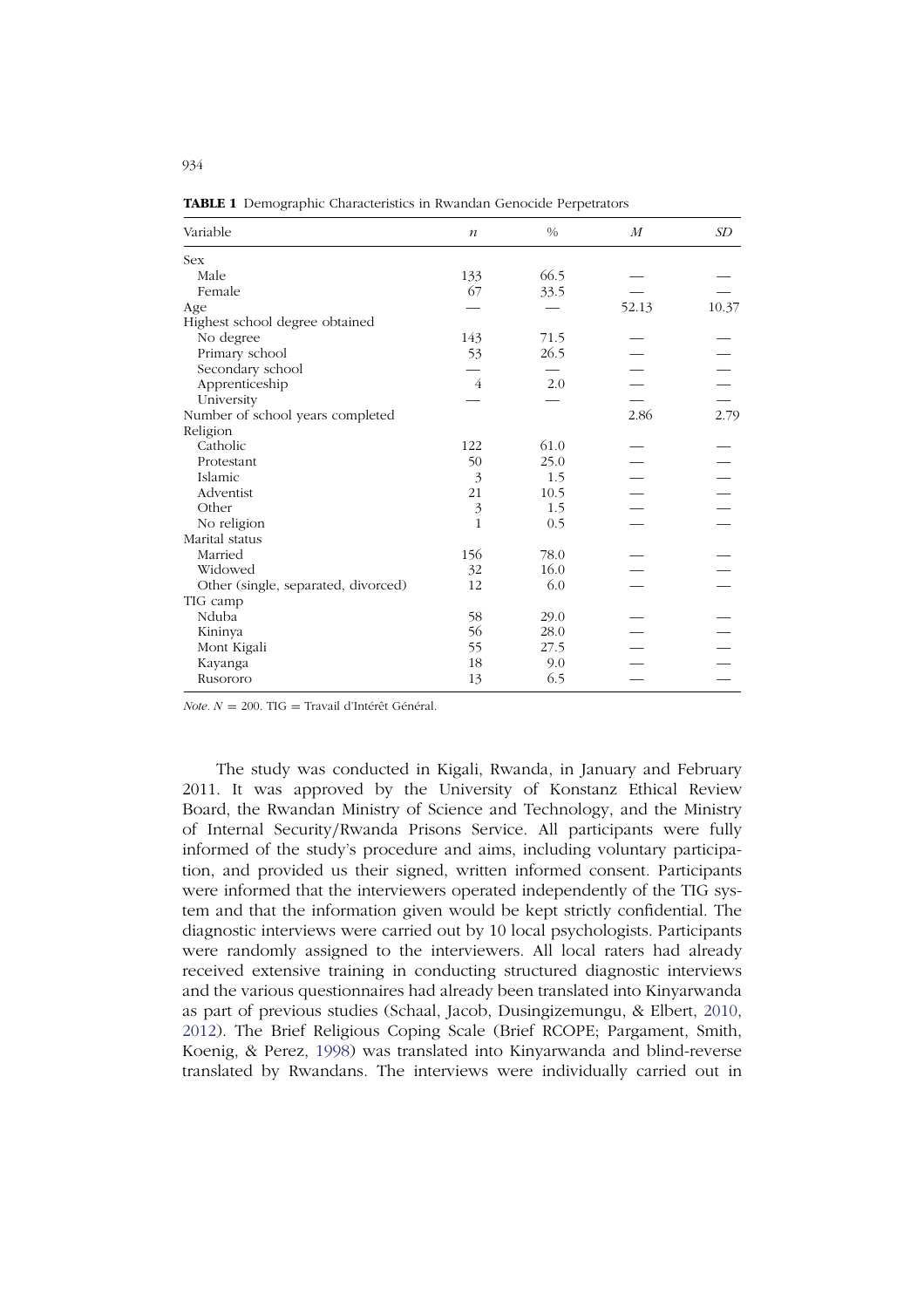**TABLE 1** Demographic Characteristics in Rwandan Genocide Perpetrators

| Variable | *n* | % | *M* | *SD* |
|---|---|---|---|---|
| Sex | | | | |
| Male | 133 | 66.5 | — | — |
| Female | 67 | 33.5 | — | — |
| Age | — | — | 52.13 | 10.37 |
| Highest school degree obtained | | | | |
| No degree | 143 | 71.5 | — | — |
| Primary school | 53 | 26.5 | — | — |
| Secondary school | — | — | — | — |
| Apprenticeship | 4 | 2.0 | — | — |
| University | — | — | — | — |
| Number of school years completed | | | 2.86 | 2.79 |
| Religion | | | | |
| Catholic | 122 | 61.0 | — | — |
| Protestant | 50 | 25.0 | — | — |
| Islamic | 3 | 1.5 | — | — |
| Adventist | 21 | 10.5 | — | — |
| Other | 3 | 1.5 | — | — |
| No religion | 1 | 0.5 | — | — |
| Marital status | | | | |
| Married | 156 | 78.0 | — | — |
| Widowed | 32 | 16.0 | — | — |
| Other (single, separated, divorced) | 12 | 6.0 | — | — |
| TIG camp | | | | |
| Nduba | 58 | 29.0 | — | — |
| Kininya | 56 | 28.0 | — | — |
| Mont Kigali | 55 | 27.5 | — | — |
| Kayanga | 18 | 9.0 | — | — |
| Rusororo | 13 | 6.5 | — | — |

*Note.* $N = 200$. TIG = Travail d'Intérêt Général.

The study was conducted in Kigali, Rwanda, in January and February 2011. It was approved by the University of Konstanz Ethical Review Board, the Rwandan Ministry of Science and Technology, and the Ministry of Internal Security/Rwanda Prisons Service. All participants were fully informed of the study's procedure and aims, including voluntary participation, and provided us their signed, written informed consent. Participants were informed that the interviewers operated independently of the TIG system and that the information given would be kept strictly confidential. The diagnostic interviews were carried out by 10 local psychologists. Participants were randomly assigned to the interviewers. All local raters had already received extensive training in conducting structured diagnostic interviews and the various questionnaires had already been translated into Kinyarwanda as part of previous studies (Schaal, Jacob, Dusingizemungu, & Elbert, 2010, 2012). The Brief Religious Coping Scale (Brief RCOPE; Pargament, Smith, Koenig, & Perez, 1998) was translated into Kinyarwanda and blind-reverse translated by Rwandans. The interviews were individually carried out in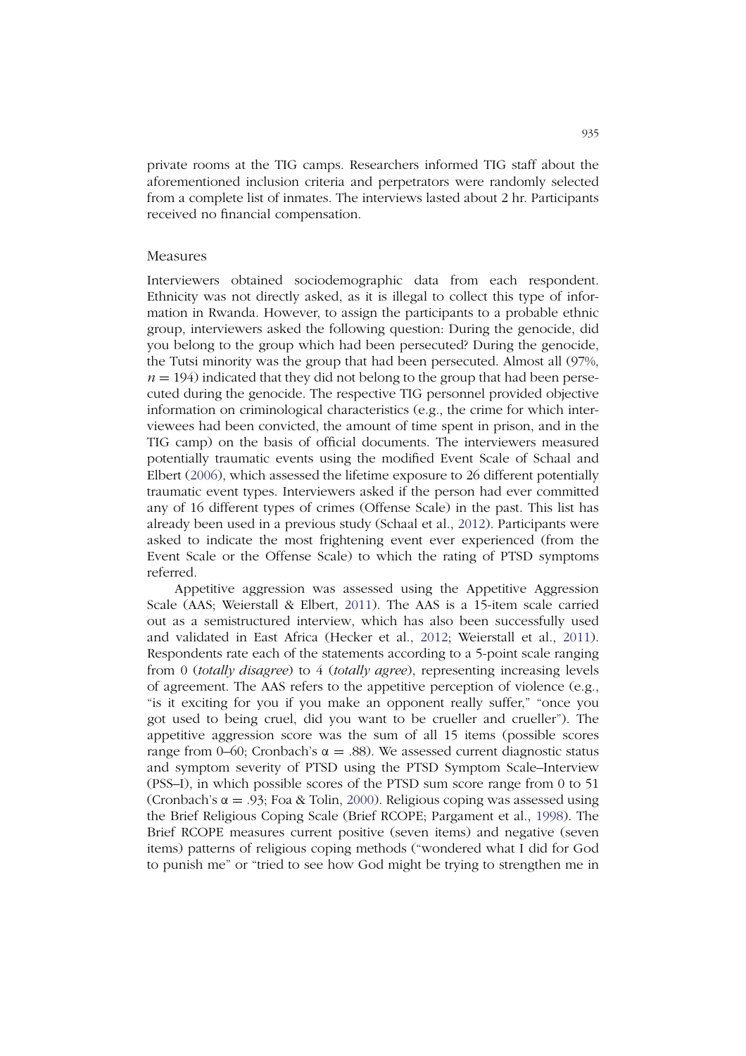private rooms at the TIG camps. Researchers informed TIG staff about the aforementioned inclusion criteria and perpetrators were randomly selected from a complete list of inmates. The interviews lasted about 2 hr. Participants received no financial compensation.

## Measures

Interviewers obtained sociodemographic data from each respondent. Ethnicity was not directly asked, as it is illegal to collect this type of information in Rwanda. However, to assign the participants to a probable ethnic group, interviewers asked the following question: During the genocide, did you belong to the group which had been persecuted? During the genocide, the Tutsi minority was the group that had been persecuted. Almost all (97%, $n = 194$) indicated that they did not belong to the group that had been persecuted during the genocide. The respective TIG personnel provided objective information on criminological characteristics (e.g., the crime for which interviewees had been convicted, the amount of time spent in prison, and in the TIG camp) on the basis of official documents. The interviewers measured potentially traumatic events using the modified Event Scale of Schaal and Elbert (2006), which assessed the lifetime exposure to 26 different potentially traumatic event types. Interviewers asked if the person had ever committed any of 16 different types of crimes (Offense Scale) in the past. This list has already been used in a previous study (Schaal et al., 2012). Participants were asked to indicate the most frightening event ever experienced (from the Event Scale or the Offense Scale) to which the rating of PTSD symptoms referred.

Appetitive aggression was assessed using the Appetitive Aggression Scale (AAS; Weierstall & Elbert, 2011). The AAS is a 15-item scale carried out as a semistructured interview, which has also been successfully used and validated in East Africa (Hecker et al., 2012; Weierstall et al., 2011). Respondents rate each of the statements according to a 5-point scale ranging from 0 (*totally disagree*) to 4 (*totally agree*), representing increasing levels of agreement. The AAS refers to the appetitive perception of violence (e.g., "is it exciting for you if you make an opponent really suffer," "once you got used to being cruel, did you want to be crueller and crueller"). The appetitive aggression score was the sum of all 15 items (possible scores range from 0–60; Cronbach's $\alpha = .88$). We assessed current diagnostic status and symptom severity of PTSD using the PTSD Symptom Scale–Interview (PSS–I), in which possible scores of the PTSD sum score range from 0 to 51 (Cronbach's $\alpha = .93$; Foa & Tolin, 2000). Religious coping was assessed using the Brief Religious Coping Scale (Brief RCOPE; Pargament et al., 1998). The Brief RCOPE measures current positive (seven items) and negative (seven items) patterns of religious coping methods ("wondered what I did for God to punish me" or "tried to see how God might be trying to strengthen me in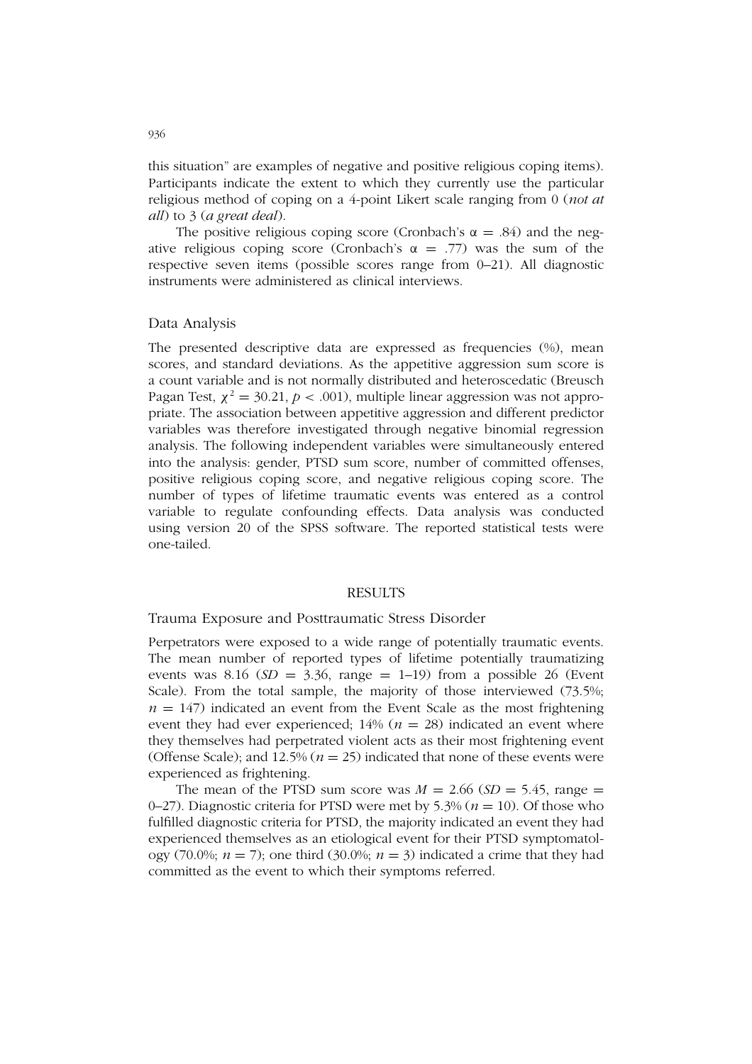this situation" are examples of negative and positive religious coping items). Participants indicate the extent to which they currently use the particular religious method of coping on a 4-point Likert scale ranging from 0 (*not at all*) to 3 (*a great deal*).

The positive religious coping score (Cronbach's $\alpha = .84$) and the negative religious coping score (Cronbach's $\alpha = .77$) was the sum of the respective seven items (possible scores range from 0–21). All diagnostic instruments were administered as clinical interviews.

## Data Analysis

The presented descriptive data are expressed as frequencies (%), mean scores, and standard deviations. As the appetitive aggression sum score is a count variable and is not normally distributed and heteroscedatic (Breusch Pagan Test, $\chi^2 = 30.21$, $p < .001$), multiple linear aggression was not appropriate. The association between appetitive aggression and different predictor variables was therefore investigated through negative binomial regression analysis. The following independent variables were simultaneously entered into the analysis: gender, PTSD sum score, number of committed offenses, positive religious coping score, and negative religious coping score. The number of types of lifetime traumatic events was entered as a control variable to regulate confounding effects. Data analysis was conducted using version 20 of the SPSS software. The reported statistical tests were one-tailed.

# RESULTS

## Trauma Exposure and Posttraumatic Stress Disorder

Perpetrators were exposed to a wide range of potentially traumatic events. The mean number of reported types of lifetime potentially traumatizing events was 8.16 ($SD = 3.36$, range = 1–19) from a possible 26 (Event Scale). From the total sample, the majority of those interviewed (73.5%; $n = 147$) indicated an event from the Event Scale as the most frightening event they had ever experienced; 14% ($n = 28$) indicated an event where they themselves had perpetrated violent acts as their most frightening event (Offense Scale); and 12.5% ($n = 25$) indicated that none of these events were experienced as frightening.

The mean of the PTSD sum score was $M = 2.66$ ($SD = 5.45$, range = 0–27). Diagnostic criteria for PTSD were met by 5.3% ($n = 10$). Of those who fulfilled diagnostic criteria for PTSD, the majority indicated an event they had experienced themselves as an etiological event for their PTSD symptomatology (70.0%; $n = 7$); one third (30.0%; $n = 3$) indicated a crime that they had committed as the event to which their symptoms referred.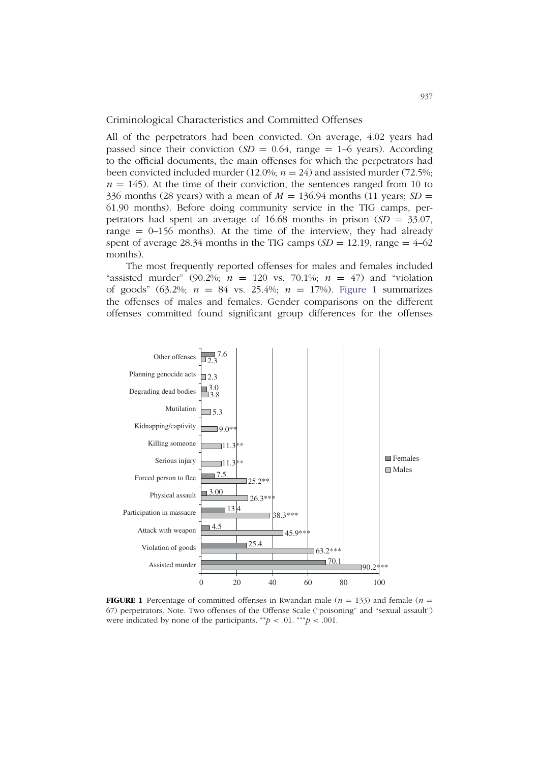## Criminological Characteristics and Committed Offenses

All of the perpetrators had been convicted. On average, 4.02 years had passed since their conviction ($SD = 0.64$, range = 1–6 years). According to the official documents, the main offenses for which the perpetrators had been convicted included murder (12.0%; $n = 24$) and assisted murder (72.5%; $n = 145$). At the time of their conviction, the sentences ranged from 10 to 336 months (28 years) with a mean of $M = 136.94$ months (11 years; $SD = 61.90$ months). Before doing community service in the TIG camps, perpetrators had spent an average of 16.68 months in prison ($SD = 33.07$, range = 0–156 months). At the time of the interview, they had already spent of average 28.34 months in the TIG camps ($SD = 12.19$, range = 4–62 months).

The most frequently reported offenses for males and females included "assisted murder" (90.2%; $n = 120$ vs. 70.1%; $n = 47$) and "violation of goods" (63.2%; $n = 84$ vs. 25.4%; $n = 17$%). Figure 1 summarizes the offenses of males and females. Gender comparisons on the different offenses committed found significant group differences for the offenses

| Offense | Females | Males |
|---|---|---|
| Other offenses | 7.6 | 2.3 |
| Planning genocide acts | | 2.3 |
| Degrading dead bodies | 3.0 | 3.8 |
| Mutilation | | 5.3 |
| Kidnapping/captivity | | 9.0** |
| Killing someone | | 11.3** |
| Serious injury | | 11.3** |
| Forced person to flee | 7.5 | 25.2** |
| Physical assault | 3.00 | 26.3*** |
| Participation in massacre | 13.4 | 38.3*** |
| Attack with weapon | 4.5 | 45.9*** |
| Violation of goods | 25.4 | 63.2*** |
| Assisted murder | 70.1 | 90.2*** |

**FIGURE 1** Percentage of committed offenses in Rwandan male ($n = 133$) and female ($n = 67$) perpetrators. Note. Two offenses of the Offense Scale ("poisoning" and "sexual assault") were indicated by none of the participants. $^{**}p < .01$. $^{***}p < .001$.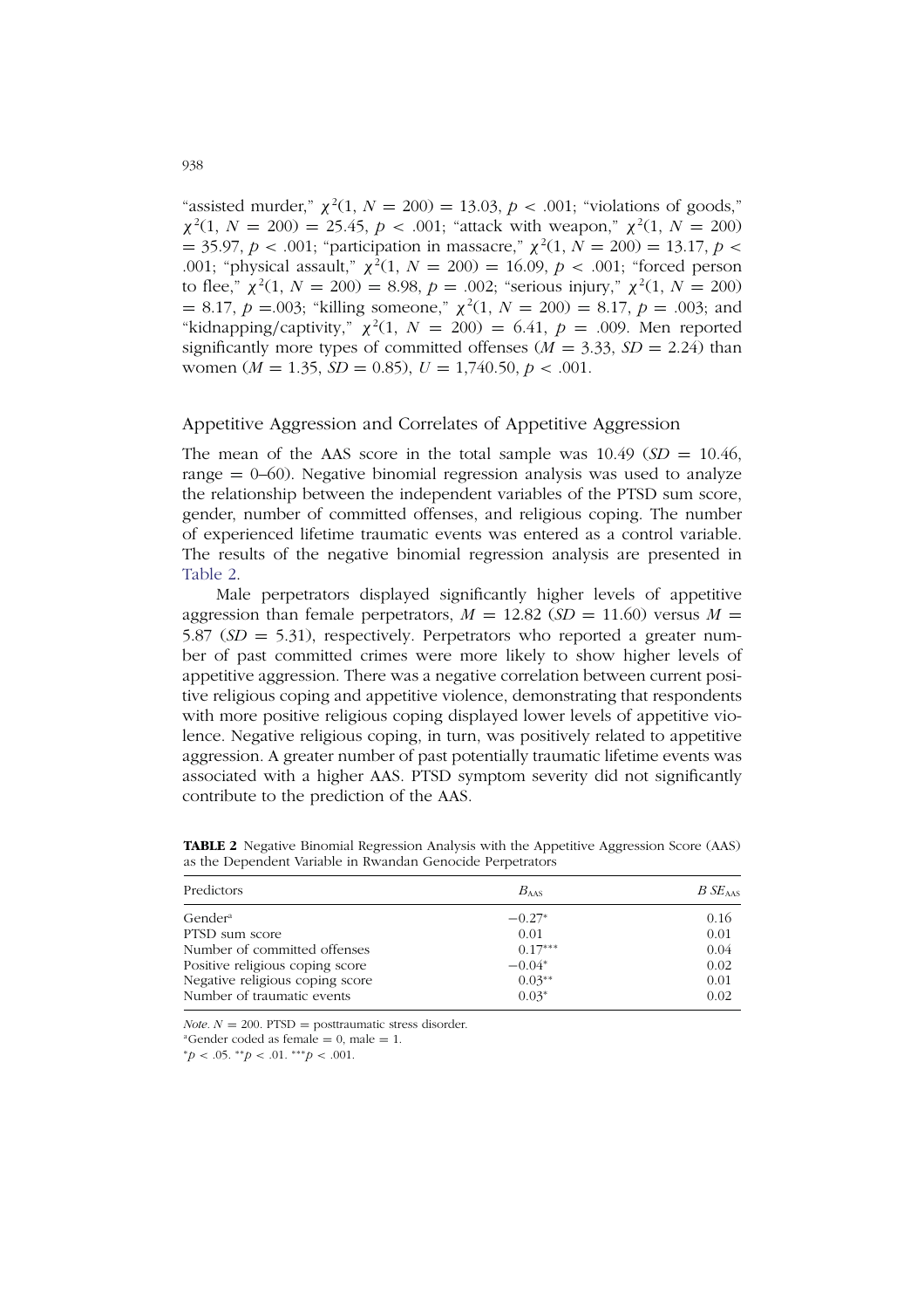"assisted murder," $\chi^2(1, N = 200) = 13.03$, $p < .001$; "violations of goods," $\chi^2(1, N = 200) = 25.45$, $p < .001$; "attack with weapon," $\chi^2(1, N = 200) = 35.97$, $p < .001$; "participation in massacre," $\chi^2(1, N = 200) = 13.17$, $p < .001$; "physical assault," $\chi^2(1, N = 200) = 16.09$, $p < .001$; "forced person to flee," $\chi^2(1, N = 200) = 8.98$, $p = .002$; "serious injury," $\chi^2(1, N = 200) = 8.17$, $p = .003$; "killing someone," $\chi^2(1, N = 200) = 8.17$, $p = .003$; and "kidnapping/captivity," $\chi^2(1, N = 200) = 6.41$, $p = .009$. Men reported significantly more types of committed offenses ($M = 3.33$, $SD = 2.24$) than women ($M = 1.35$, $SD = 0.85$), $U = 1{,}740.50$, $p < .001$.

## Appetitive Aggression and Correlates of Appetitive Aggression

The mean of the AAS score in the total sample was 10.49 ($SD = 10.46$, range = 0–60). Negative binomial regression analysis was used to analyze the relationship between the independent variables of the PTSD sum score, gender, number of committed offenses, and religious coping. The number of experienced lifetime traumatic events was entered as a control variable. The results of the negative binomial regression analysis are presented in Table 2.

Male perpetrators displayed significantly higher levels of appetitive aggression than female perpetrators, $M = 12.82$ ($SD = 11.60$) versus $M = 5.87$ ($SD = 5.31$), respectively. Perpetrators who reported a greater number of past committed crimes were more likely to show higher levels of appetitive aggression. There was a negative correlation between current positive religious coping and appetitive violence, demonstrating that respondents with more positive religious coping displayed lower levels of appetitive violence. Negative religious coping, in turn, was positively related to appetitive aggression. A greater number of past potentially traumatic lifetime events was associated with a higher AAS. PTSD symptom severity did not significantly contribute to the prediction of the AAS.

**TABLE 2** Negative Binomial Regression Analysis with the Appetitive Aggression Score (AAS) as the Dependent Variable in Rwandan Genocide Perpetrators

| Predictors | $B_{AAS}$ | $B\ SE_{AAS}$ |
|---|---|---|
| Gender[a] | −0.27* | 0.16 |
| PTSD sum score | 0.01 | 0.01 |
| Number of committed offenses | 0.17*** | 0.04 |
| Positive religious coping score | −0.04* | 0.02 |
| Negative religious coping score | 0.03** | 0.01 |
| Number of traumatic events | 0.03* | 0.02 |

*Note.* $N = 200$. PTSD = posttraumatic stress disorder.

[a]Gender coded as female = 0, male = 1.

*$p < .05$. **$p < .01$. ***$p < .001$.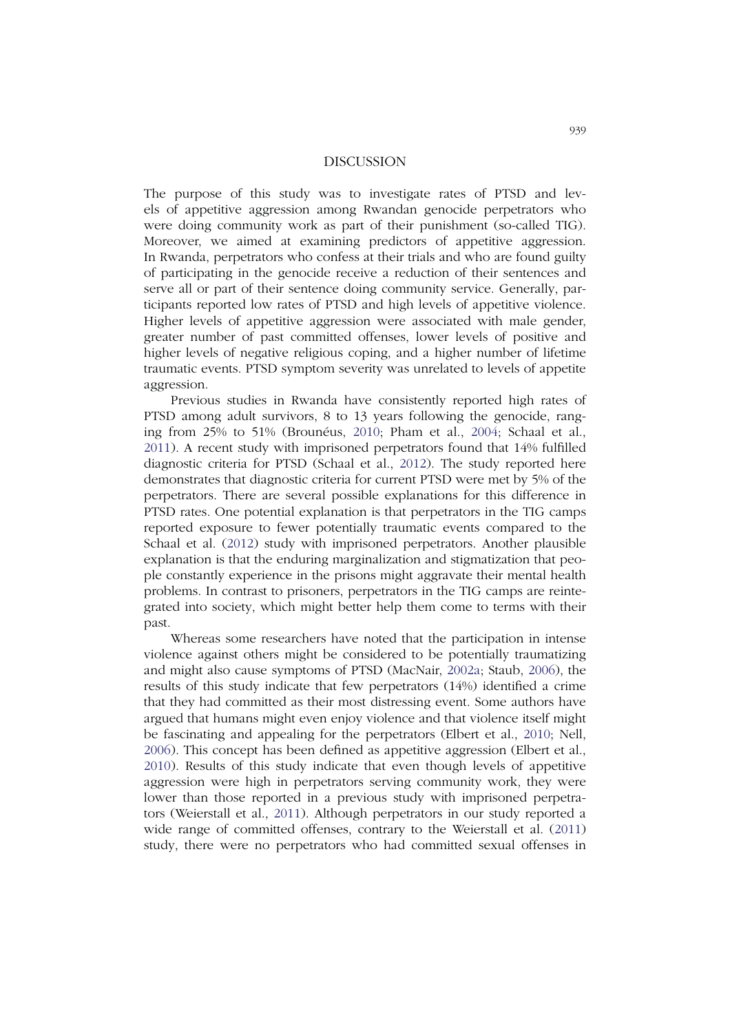## DISCUSSION

The purpose of this study was to investigate rates of PTSD and levels of appetitive aggression among Rwandan genocide perpetrators who were doing community work as part of their punishment (so-called TIG). Moreover, we aimed at examining predictors of appetitive aggression. In Rwanda, perpetrators who confess at their trials and who are found guilty of participating in the genocide receive a reduction of their sentences and serve all or part of their sentence doing community service. Generally, participants reported low rates of PTSD and high levels of appetitive violence. Higher levels of appetitive aggression were associated with male gender, greater number of past committed offenses, lower levels of positive and higher levels of negative religious coping, and a higher number of lifetime traumatic events. PTSD symptom severity was unrelated to levels of appetite aggression.

Previous studies in Rwanda have consistently reported high rates of PTSD among adult survivors, 8 to 13 years following the genocide, ranging from 25% to 51% (Brounéus, 2010; Pham et al., 2004; Schaal et al., 2011). A recent study with imprisoned perpetrators found that 14% fulfilled diagnostic criteria for PTSD (Schaal et al., 2012). The study reported here demonstrates that diagnostic criteria for current PTSD were met by 5% of the perpetrators. There are several possible explanations for this difference in PTSD rates. One potential explanation is that perpetrators in the TIG camps reported exposure to fewer potentially traumatic events compared to the Schaal et al. (2012) study with imprisoned perpetrators. Another plausible explanation is that the enduring marginalization and stigmatization that people constantly experience in the prisons might aggravate their mental health problems. In contrast to prisoners, perpetrators in the TIG camps are reintegrated into society, which might better help them come to terms with their past.

Whereas some researchers have noted that the participation in intense violence against others might be considered to be potentially traumatizing and might also cause symptoms of PTSD (MacNair, 2002a; Staub, 2006), the results of this study indicate that few perpetrators (14%) identified a crime that they had committed as their most distressing event. Some authors have argued that humans might even enjoy violence and that violence itself might be fascinating and appealing for the perpetrators (Elbert et al., 2010; Nell, 2006). This concept has been defined as appetitive aggression (Elbert et al., 2010). Results of this study indicate that even though levels of appetitive aggression were high in perpetrators serving community work, they were lower than those reported in a previous study with imprisoned perpetrators (Weierstall et al., 2011). Although perpetrators in our study reported a wide range of committed offenses, contrary to the Weierstall et al. (2011) study, there were no perpetrators who had committed sexual offenses in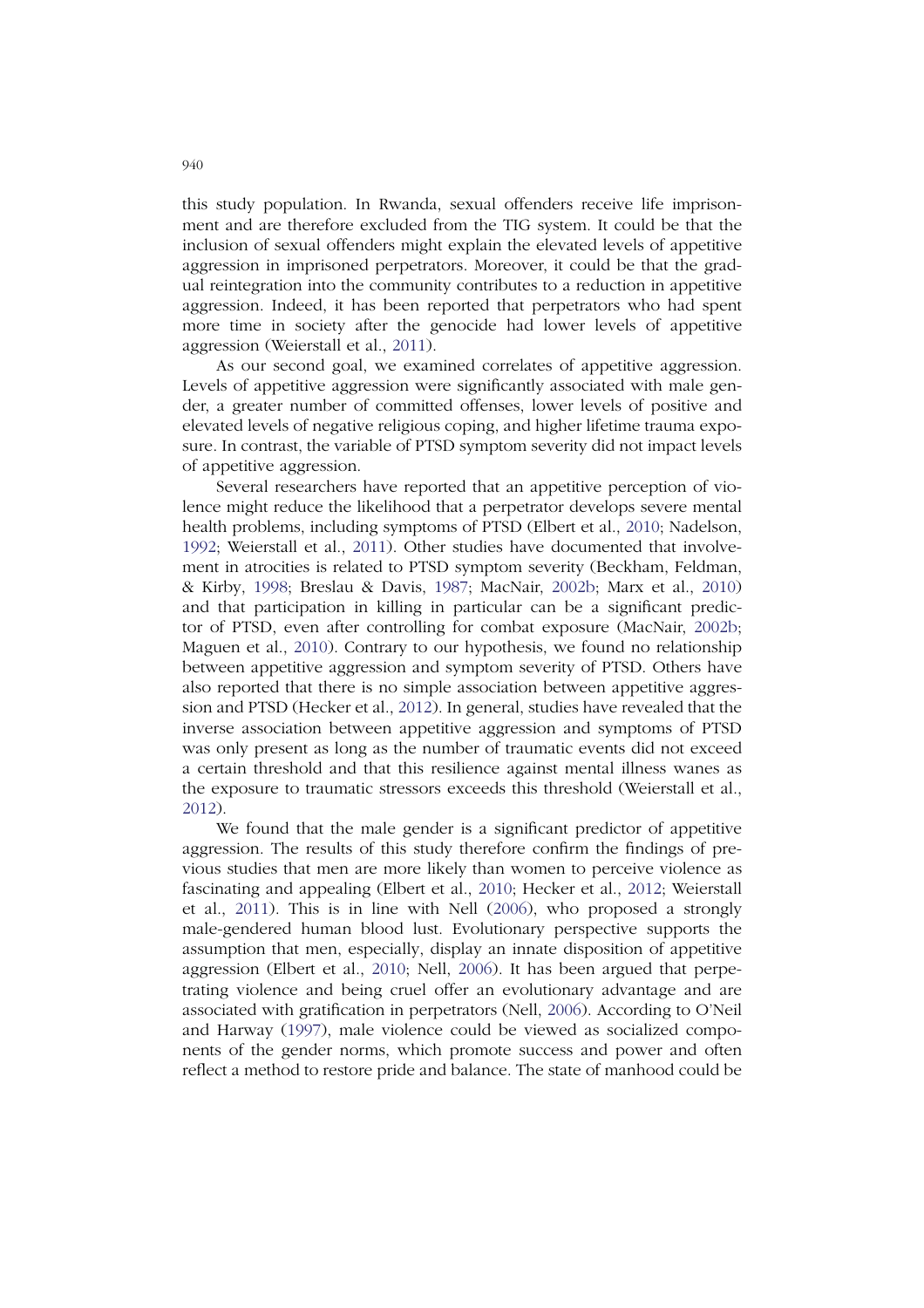this study population. In Rwanda, sexual offenders receive life imprisonment and are therefore excluded from the TIG system. It could be that the inclusion of sexual offenders might explain the elevated levels of appetitive aggression in imprisoned perpetrators. Moreover, it could be that the gradual reintegration into the community contributes to a reduction in appetitive aggression. Indeed, it has been reported that perpetrators who had spent more time in society after the genocide had lower levels of appetitive aggression (Weierstall et al., 2011).

As our second goal, we examined correlates of appetitive aggression. Levels of appetitive aggression were significantly associated with male gender, a greater number of committed offenses, lower levels of positive and elevated levels of negative religious coping, and higher lifetime trauma exposure. In contrast, the variable of PTSD symptom severity did not impact levels of appetitive aggression.

Several researchers have reported that an appetitive perception of violence might reduce the likelihood that a perpetrator develops severe mental health problems, including symptoms of PTSD (Elbert et al., 2010; Nadelson, 1992; Weierstall et al., 2011). Other studies have documented that involvement in atrocities is related to PTSD symptom severity (Beckham, Feldman, & Kirby, 1998; Breslau & Davis, 1987; MacNair, 2002b; Marx et al., 2010) and that participation in killing in particular can be a significant predictor of PTSD, even after controlling for combat exposure (MacNair, 2002b; Maguen et al., 2010). Contrary to our hypothesis, we found no relationship between appetitive aggression and symptom severity of PTSD. Others have also reported that there is no simple association between appetitive aggression and PTSD (Hecker et al., 2012). In general, studies have revealed that the inverse association between appetitive aggression and symptoms of PTSD was only present as long as the number of traumatic events did not exceed a certain threshold and that this resilience against mental illness wanes as the exposure to traumatic stressors exceeds this threshold (Weierstall et al., 2012).

We found that the male gender is a significant predictor of appetitive aggression. The results of this study therefore confirm the findings of previous studies that men are more likely than women to perceive violence as fascinating and appealing (Elbert et al., 2010; Hecker et al., 2012; Weierstall et al., 2011). This is in line with Nell (2006), who proposed a strongly male-gendered human blood lust. Evolutionary perspective supports the assumption that men, especially, display an innate disposition of appetitive aggression (Elbert et al., 2010; Nell, 2006). It has been argued that perpetrating violence and being cruel offer an evolutionary advantage and are associated with gratification in perpetrators (Nell, 2006). According to O'Neil and Harway (1997), male violence could be viewed as socialized components of the gender norms, which promote success and power and often reflect a method to restore pride and balance. The state of manhood could be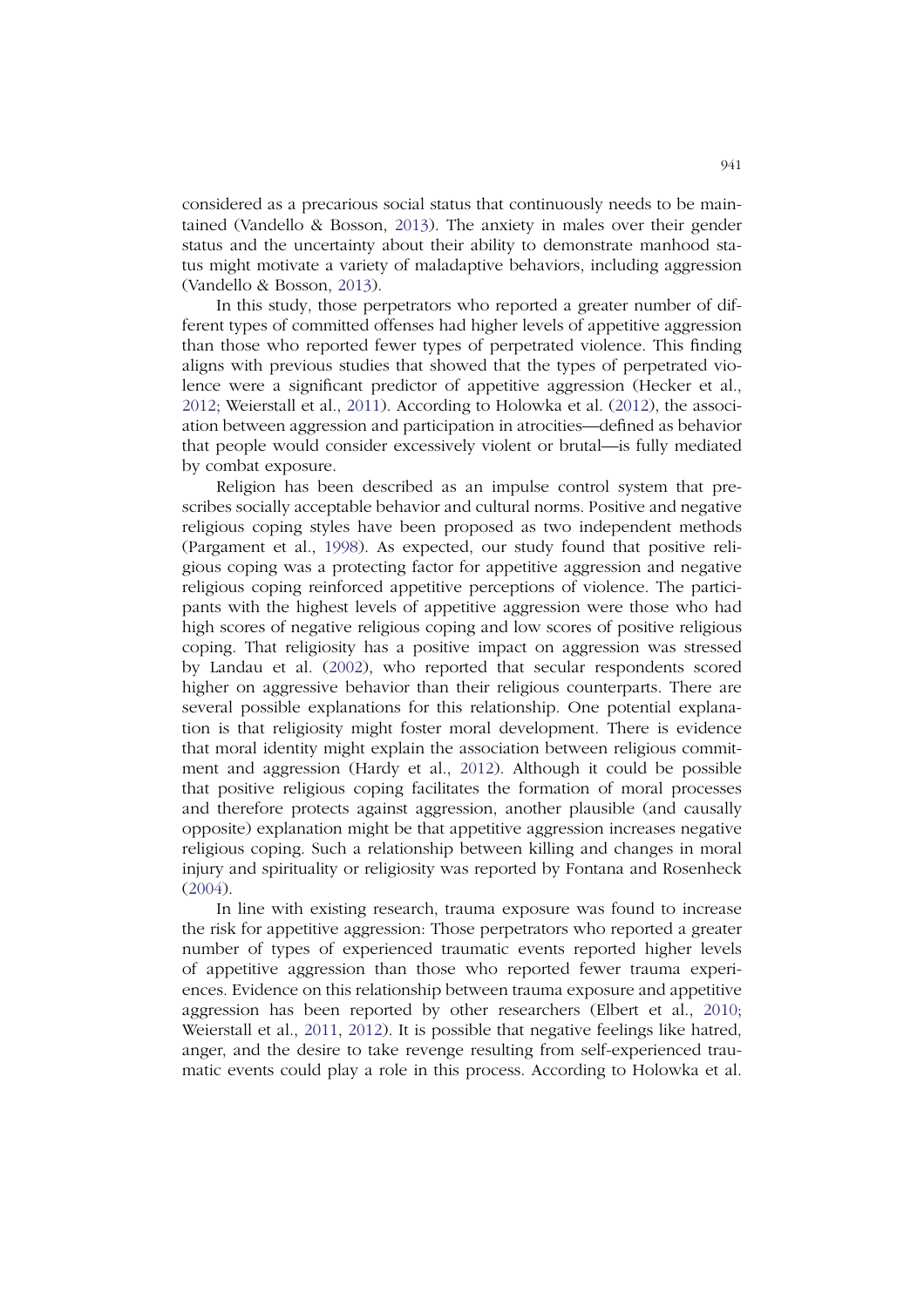considered as a precarious social status that continuously needs to be maintained (Vandello & Bosson, 2013). The anxiety in males over their gender status and the uncertainty about their ability to demonstrate manhood status might motivate a variety of maladaptive behaviors, including aggression (Vandello & Bosson, 2013).

In this study, those perpetrators who reported a greater number of different types of committed offenses had higher levels of appetitive aggression than those who reported fewer types of perpetrated violence. This finding aligns with previous studies that showed that the types of perpetrated violence were a significant predictor of appetitive aggression (Hecker et al., 2012; Weierstall et al., 2011). According to Holowka et al. (2012), the association between aggression and participation in atrocities—defined as behavior that people would consider excessively violent or brutal—is fully mediated by combat exposure.

Religion has been described as an impulse control system that prescribes socially acceptable behavior and cultural norms. Positive and negative religious coping styles have been proposed as two independent methods (Pargament et al., 1998). As expected, our study found that positive religious coping was a protecting factor for appetitive aggression and negative religious coping reinforced appetitive perceptions of violence. The participants with the highest levels of appetitive aggression were those who had high scores of negative religious coping and low scores of positive religious coping. That religiosity has a positive impact on aggression was stressed by Landau et al. (2002), who reported that secular respondents scored higher on aggressive behavior than their religious counterparts. There are several possible explanations for this relationship. One potential explanation is that religiosity might foster moral development. There is evidence that moral identity might explain the association between religious commitment and aggression (Hardy et al., 2012). Although it could be possible that positive religious coping facilitates the formation of moral processes and therefore protects against aggression, another plausible (and causally opposite) explanation might be that appetitive aggression increases negative religious coping. Such a relationship between killing and changes in moral injury and spirituality or religiosity was reported by Fontana and Rosenheck (2004).

In line with existing research, trauma exposure was found to increase the risk for appetitive aggression: Those perpetrators who reported a greater number of types of experienced traumatic events reported higher levels of appetitive aggression than those who reported fewer trauma experiences. Evidence on this relationship between trauma exposure and appetitive aggression has been reported by other researchers (Elbert et al., 2010; Weierstall et al., 2011, 2012). It is possible that negative feelings like hatred, anger, and the desire to take revenge resulting from self-experienced traumatic events could play a role in this process. According to Holowka et al.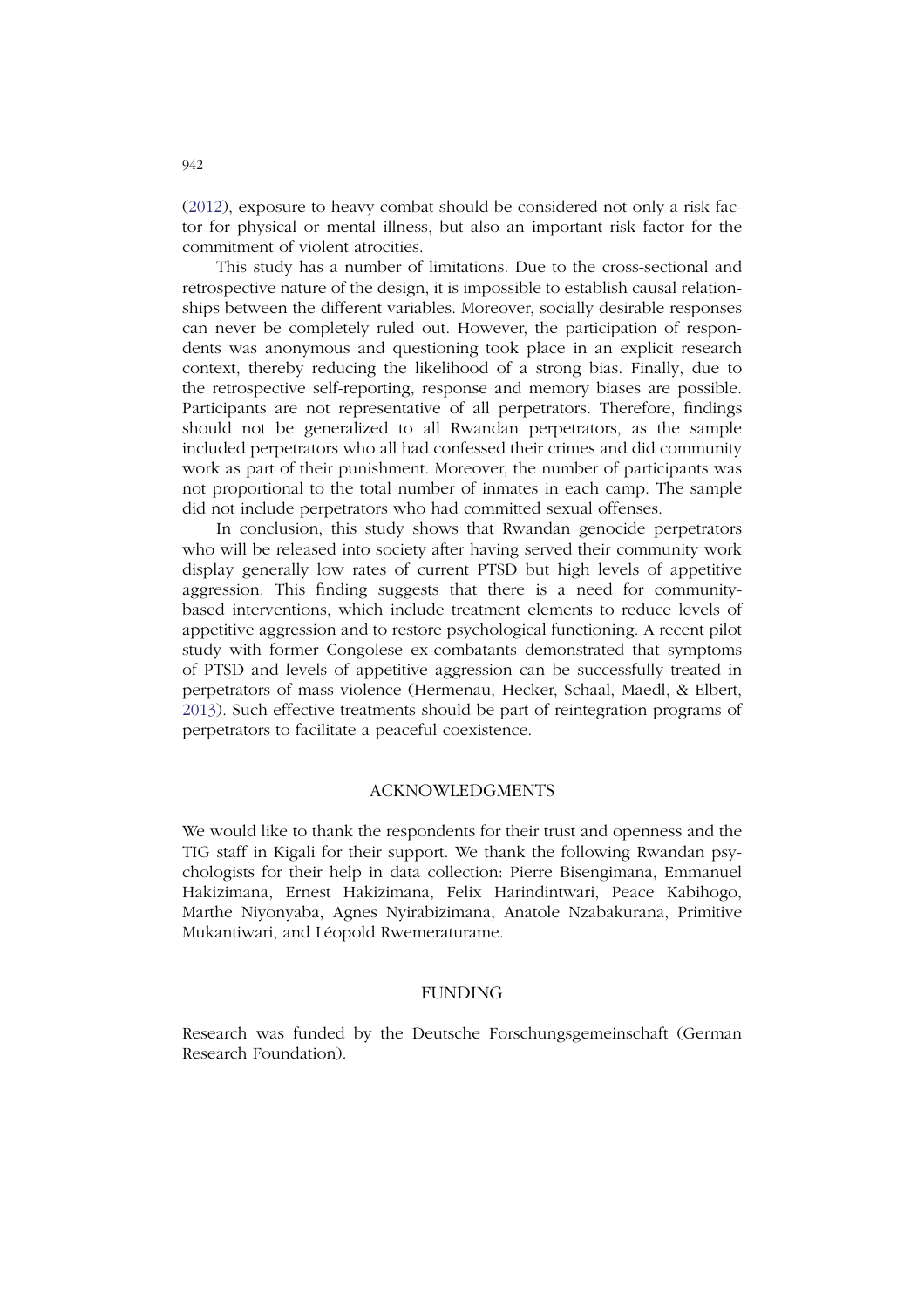(2012), exposure to heavy combat should be considered not only a risk factor for physical or mental illness, but also an important risk factor for the commitment of violent atrocities.

This study has a number of limitations. Due to the cross-sectional and retrospective nature of the design, it is impossible to establish causal relationships between the different variables. Moreover, socially desirable responses can never be completely ruled out. However, the participation of respondents was anonymous and questioning took place in an explicit research context, thereby reducing the likelihood of a strong bias. Finally, due to the retrospective self-reporting, response and memory biases are possible. Participants are not representative of all perpetrators. Therefore, findings should not be generalized to all Rwandan perpetrators, as the sample included perpetrators who all had confessed their crimes and did community work as part of their punishment. Moreover, the number of participants was not proportional to the total number of inmates in each camp. The sample did not include perpetrators who had committed sexual offenses.

In conclusion, this study shows that Rwandan genocide perpetrators who will be released into society after having served their community work display generally low rates of current PTSD but high levels of appetitive aggression. This finding suggests that there is a need for community-based interventions, which include treatment elements to reduce levels of appetitive aggression and to restore psychological functioning. A recent pilot study with former Congolese ex-combatants demonstrated that symptoms of PTSD and levels of appetitive aggression can be successfully treated in perpetrators of mass violence (Hermenau, Hecker, Schaal, Maedl, & Elbert, 2013). Such effective treatments should be part of reintegration programs of perpetrators to facilitate a peaceful coexistence.

## ACKNOWLEDGMENTS

We would like to thank the respondents for their trust and openness and the TIG staff in Kigali for their support. We thank the following Rwandan psychologists for their help in data collection: Pierre Bisengimana, Emmanuel Hakizimana, Ernest Hakizimana, Felix Harindintwari, Peace Kabihogo, Marthe Niyonyaba, Agnes Nyirabizimana, Anatole Nzabakurana, Primitive Mukantiwari, and Léopold Rwemeraturame.

## FUNDING

Research was funded by the Deutsche Forschungsgemeinschaft (German Research Foundation).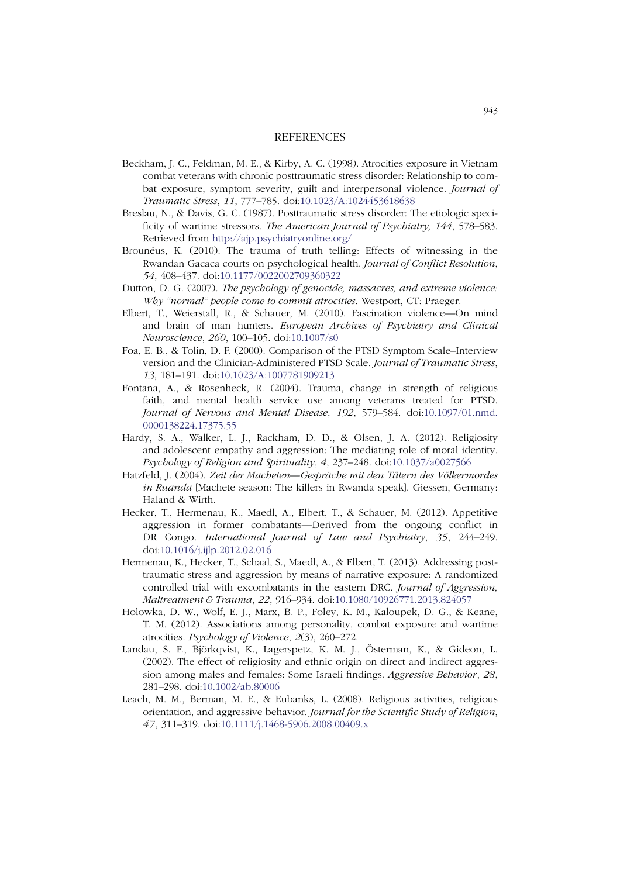# REFERENCES

Beckham, J. C., Feldman, M. E., & Kirby, A. C. (1998). Atrocities exposure in Vietnam combat veterans with chronic posttraumatic stress disorder: Relationship to combat exposure, symptom severity, guilt and interpersonal violence. *Journal of Traumatic Stress*, *11*, 777–785. doi:10.1023/A:1024453618638

Breslau, N., & Davis, G. C. (1987). Posttraumatic stress disorder: The etiologic specificity of wartime stressors. *The American Journal of Psychiatry, 144*, 578–583. Retrieved from http://ajp.psychiatryonline.org/

Brounéus, K. (2010). The trauma of truth telling: Effects of witnessing in the Rwandan Gacaca courts on psychological health. *Journal of Conflict Resolution*, *54*, 408–437. doi:10.1177/0022002709360322

Dutton, D. G. (2007). *The psychology of genocide, massacres, and extreme violence: Why "normal" people come to commit atrocities*. Westport, CT: Praeger.

Elbert, T., Weierstall, R., & Schauer, M. (2010). Fascination violence—On mind and brain of man hunters. *European Archives of Psychiatry and Clinical Neuroscience*, *260*, 100–105. doi:10.1007/s0

Foa, E. B., & Tolin, D. F. (2000). Comparison of the PTSD Symptom Scale–Interview version and the Clinician-Administered PTSD Scale. *Journal of Traumatic Stress*, *13*, 181–191. doi:10.1023/A:1007781909213

Fontana, A., & Rosenheck, R. (2004). Trauma, change in strength of religious faith, and mental health service use among veterans treated for PTSD. *Journal of Nervous and Mental Disease*, *192*, 579–584. doi:10.1097/01.nmd.0000138224.17375.55

Hardy, S. A., Walker, L. J., Rackham, D. D., & Olsen, J. A. (2012). Religiosity and adolescent empathy and aggression: The mediating role of moral identity. *Psychology of Religion and Spirituality*, *4*, 237–248. doi:10.1037/a0027566

Hatzfeld, J. (2004). *Zeit der Macheten—Gespräche mit den Tätern des Völkermordes in Ruanda* [Machete season: The killers in Rwanda speak]. Giessen, Germany: Haland & Wirth.

Hecker, T., Hermenau, K., Maedl, A., Elbert, T., & Schauer, M. (2012). Appetitive aggression in former combatants—Derived from the ongoing conflict in DR Congo. *International Journal of Law and Psychiatry*, *35*, 244–249. doi:10.1016/j.ijlp.2012.02.016

Hermenau, K., Hecker, T., Schaal, S., Maedl, A., & Elbert, T. (2013). Addressing post-traumatic stress and aggression by means of narrative exposure: A randomized controlled trial with excombatants in the eastern DRC. *Journal of Aggression, Maltreatment & Trauma*, *22*, 916–934. doi:10.1080/10926771.2013.824057

Holowka, D. W., Wolf, E. J., Marx, B. P., Foley, K. M., Kaloupek, D. G., & Keane, T. M. (2012). Associations among personality, combat exposure and wartime atrocities. *Psychology of Violence*, *2*(3), 260–272.

Landau, S. F., Björkqvist, K., Lagerspetz, K. M. J., Österman, K., & Gideon, L. (2002). The effect of religiosity and ethnic origin on direct and indirect aggression among males and females: Some Israeli findings. *Aggressive Behavior*, *28*, 281–298. doi:10.1002/ab.80006

Leach, M. M., Berman, M. E., & Eubanks, L. (2008). Religious activities, religious orientation, and aggressive behavior. *Journal for the Scientific Study of Religion*, *47*, 311–319. doi:10.1111/j.1468-5906.2008.00409.x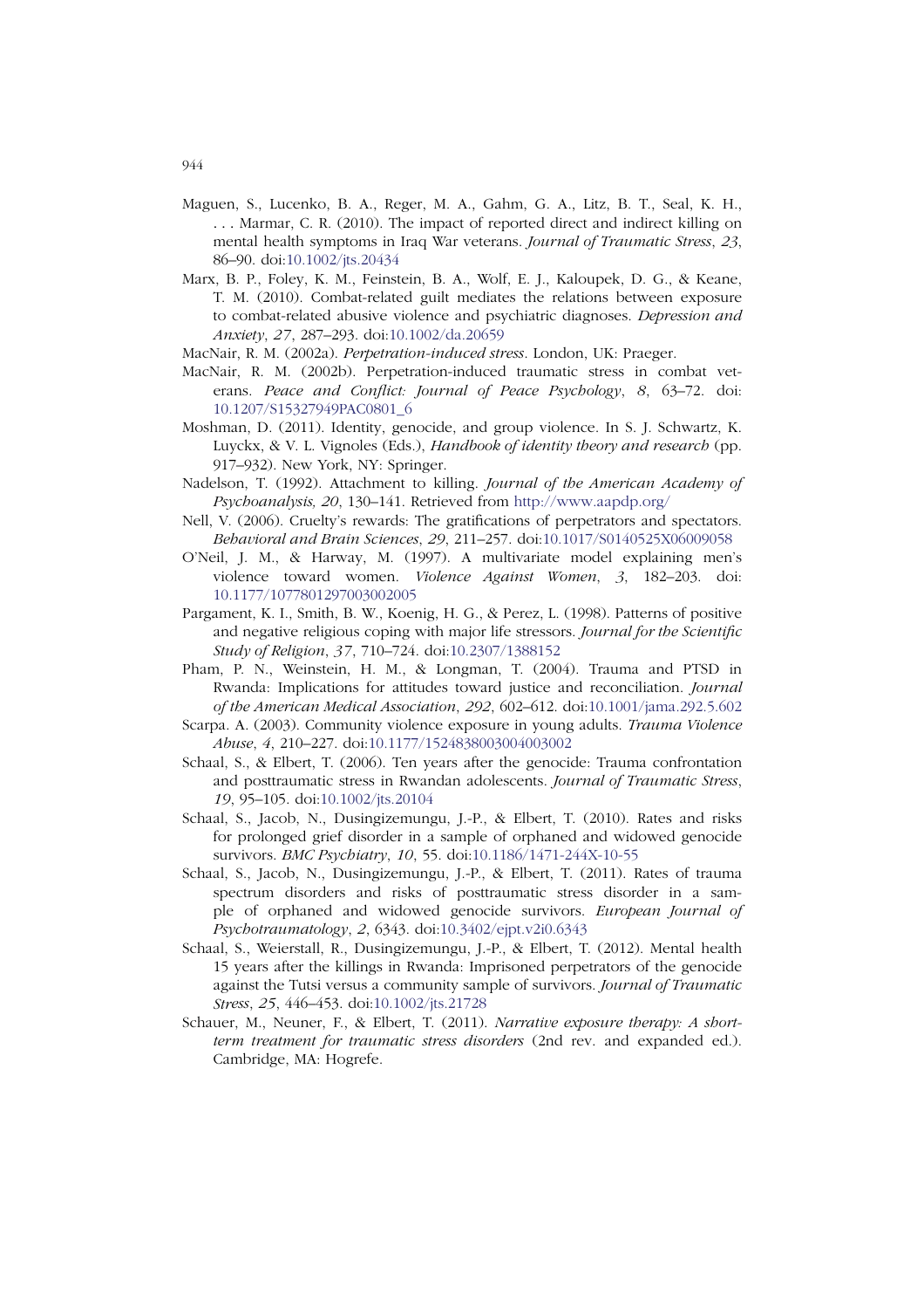Maguen, S., Lucenko, B. A., Reger, M. A., Gahm, G. A., Litz, B. T., Seal, K. H., . . . Marmar, C. R. (2010). The impact of reported direct and indirect killing on mental health symptoms in Iraq War veterans. *Journal of Traumatic Stress*, *23*, 86–90. doi:10.1002/jts.20434

Marx, B. P., Foley, K. M., Feinstein, B. A., Wolf, E. J., Kaloupek, D. G., & Keane, T. M. (2010). Combat-related guilt mediates the relations between exposure to combat-related abusive violence and psychiatric diagnoses. *Depression and Anxiety*, *27*, 287–293. doi:10.1002/da.20659

MacNair, R. M. (2002a). *Perpetration-induced stress*. London, UK: Praeger.

MacNair, R. M. (2002b). Perpetration-induced traumatic stress in combat veterans. *Peace and Conflict: Journal of Peace Psychology*, *8*, 63–72. doi:10.1207/S15327949PAC0801_6

Moshman, D. (2011). Identity, genocide, and group violence. In S. J. Schwartz, K. Luyckx, & V. L. Vignoles (Eds.), *Handbook of identity theory and research* (pp. 917–932). New York, NY: Springer.

Nadelson, T. (1992). Attachment to killing. *Journal of the American Academy of Psychoanalysis, 20*, 130–141. Retrieved from http://www.aapdp.org/

Nell, V. (2006). Cruelty's rewards: The gratifications of perpetrators and spectators. *Behavioral and Brain Sciences*, *29*, 211–257. doi:10.1017/S0140525X06009058

O'Neil, J. M., & Harway, M. (1997). A multivariate model explaining men's violence toward women. *Violence Against Women*, *3*, 182–203. doi:10.1177/1077801297003002005

Pargament, K. I., Smith, B. W., Koenig, H. G., & Perez, L. (1998). Patterns of positive and negative religious coping with major life stressors. *Journal for the Scientific Study of Religion*, *37*, 710–724. doi:10.2307/1388152

Pham, P. N., Weinstein, H. M., & Longman, T. (2004). Trauma and PTSD in Rwanda: Implications for attitudes toward justice and reconciliation. *Journal of the American Medical Association*, *292*, 602–612. doi:10.1001/jama.292.5.602

Scarpa. A. (2003). Community violence exposure in young adults. *Trauma Violence Abuse*, *4*, 210–227. doi:10.1177/1524838003004003002

Schaal, S., & Elbert, T. (2006). Ten years after the genocide: Trauma confrontation and posttraumatic stress in Rwandan adolescents. *Journal of Traumatic Stress*, *19*, 95–105. doi:10.1002/jts.20104

Schaal, S., Jacob, N., Dusingizemungu, J.-P., & Elbert, T. (2010). Rates and risks for prolonged grief disorder in a sample of orphaned and widowed genocide survivors. *BMC Psychiatry*, *10*, 55. doi:10.1186/1471-244X-10-55

Schaal, S., Jacob, N., Dusingizemungu, J.-P., & Elbert, T. (2011). Rates of trauma spectrum disorders and risks of posttraumatic stress disorder in a sample of orphaned and widowed genocide survivors. *European Journal of Psychotraumatology*, *2*, 6343. doi:10.3402/ejpt.v2i0.6343

Schaal, S., Weierstall, R., Dusingizemungu, J.-P., & Elbert, T. (2012). Mental health 15 years after the killings in Rwanda: Imprisoned perpetrators of the genocide against the Tutsi versus a community sample of survivors. *Journal of Traumatic Stress*, *25*, 446–453. doi:10.1002/jts.21728

Schauer, M., Neuner, F., & Elbert, T. (2011). *Narrative exposure therapy: A short-term treatment for traumatic stress disorders* (2nd rev. and expanded ed.). Cambridge, MA: Hogrefe.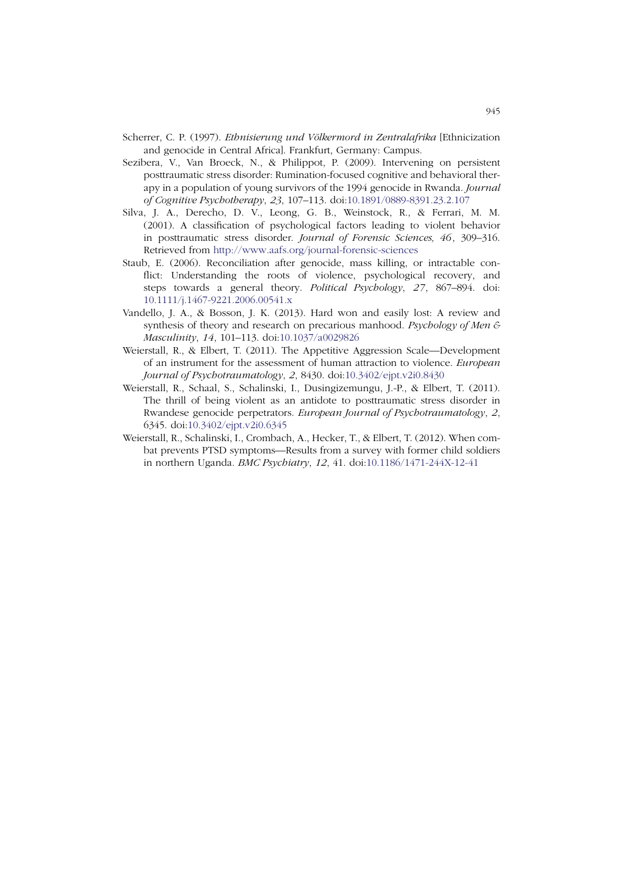Scherrer, C. P. (1997). *Ethnisierung und Völkermord in Zentralafrika* [Ethnicization and genocide in Central Africa]. Frankfurt, Germany: Campus.

Sezibera, V., Van Broeck, N., & Philippot, P. (2009). Intervening on persistent posttraumatic stress disorder: Rumination-focused cognitive and behavioral therapy in a population of young survivors of the 1994 genocide in Rwanda. *Journal of Cognitive Psychotherapy*, *23*, 107–113. doi:10.1891/0889-8391.23.2.107

Silva, J. A., Derecho, D. V., Leong, G. B., Weinstock, R., & Ferrari, M. M. (2001). A classification of psychological factors leading to violent behavior in posttraumatic stress disorder. *Journal of Forensic Sciences, 46*, 309–316. Retrieved from http://www.aafs.org/journal-forensic-sciences

Staub, E. (2006). Reconciliation after genocide, mass killing, or intractable conflict: Understanding the roots of violence, psychological recovery, and steps towards a general theory. *Political Psychology*, *27*, 867–894. doi:10.1111/j.1467-9221.2006.00541.x

Vandello, J. A., & Bosson, J. K. (2013). Hard won and easily lost: A review and synthesis of theory and research on precarious manhood. *Psychology of Men & Masculinity*, *14*, 101–113. doi:10.1037/a0029826

Weierstall, R., & Elbert, T. (2011). The Appetitive Aggression Scale—Development of an instrument for the assessment of human attraction to violence. *European Journal of Psychotraumatology*, *2*, 8430. doi:10.3402/ejpt.v2i0.8430

Weierstall, R., Schaal, S., Schalinski, I., Dusingizemungu, J.-P., & Elbert, T. (2011). The thrill of being violent as an antidote to posttraumatic stress disorder in Rwandese genocide perpetrators. *European Journal of Psychotraumatology*, *2*, 6345. doi:10.3402/ejpt.v2i0.6345

Weierstall, R., Schalinski, I., Crombach, A., Hecker, T., & Elbert, T. (2012). When combat prevents PTSD symptoms—Results from a survey with former child soldiers in northern Uganda. *BMC Psychiatry*, *12*, 41. doi:10.1186/1471-244X-12-41